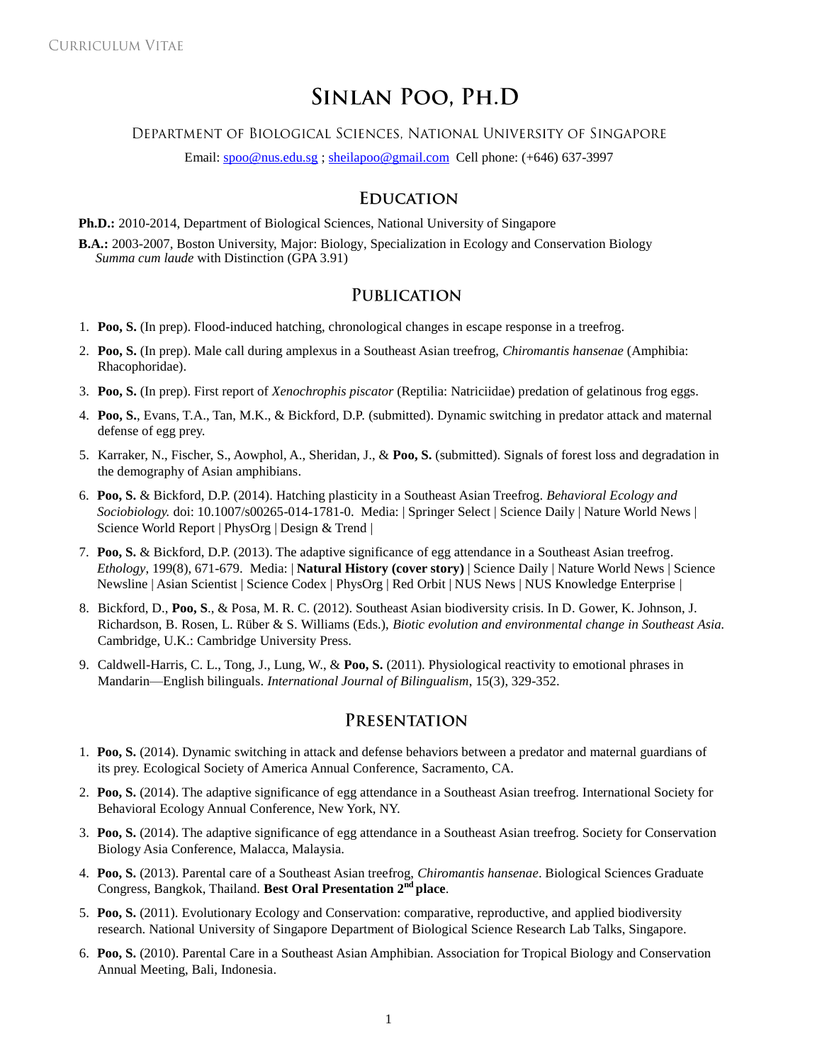Curriculum Vitae

# Sinlan Poo, Ph.D

Department of Biological Sciences, National University of Singapore

Email: spoo@nus.edu.sg ; sheilapoo@gmail.com  Cell phone: (+646) 637-3997

## Education

**Ph.D.:** 2010-2014, Department of Biological Sciences, National University of Singapore

**B.A.:** 2003-2007, Boston University, Major: Biology, Specialization in Ecology and Conservation Biology
*Summa cum laude* with Distinction (GPA 3.91)

## Publication

1. **Poo, S.** (In prep). Flood-induced hatching, chronological changes in escape response in a treefrog.
2. **Poo, S.** (In prep). Male call during amplexus in a Southeast Asian treefrog, *Chiromantis hansenae* (Amphibia: Rhacophoridae).
3. **Poo, S.** (In prep). First report of *Xenochrophis piscator* (Reptilia: Natriciidae) predation of gelatinous frog eggs.
4. **Poo, S.**, Evans, T.A., Tan, M.K., & Bickford, D.P. (submitted). Dynamic switching in predator attack and maternal defense of egg prey.
5. Karraker, N., Fischer, S., Aowphol, A., Sheridan, J., & **Poo, S.** (submitted). Signals of forest loss and degradation in the demography of Asian amphibians.
6. **Poo, S.** & Bickford, D.P. (2014). Hatching plasticity in a Southeast Asian Treefrog. *Behavioral Ecology and Sociobiology.* doi: 10.1007/s00265-014-1781-0.  Media: | Springer Select | Science Daily | Nature World News | Science World Report | PhysOrg | Design & Trend |
7. **Poo, S.** & Bickford, D.P. (2013). The adaptive significance of egg attendance in a Southeast Asian treefrog. *Ethology*, 199(8), 671-679.  Media: | **Natural History (cover story)** | Science Daily | Nature World News | Science Newsline | Asian Scientist | Science Codex | PhysOrg | Red Orbit | NUS News | NUS Knowledge Enterprise |
8. Bickford, D., **Poo, S**., & Posa, M. R. C. (2012). Southeast Asian biodiversity crisis. In D. Gower, K. Johnson, J. Richardson, B. Rosen, L. Rüber & S. Williams (Eds.), *Biotic evolution and environmental change in Southeast Asia.* Cambridge, U.K.: Cambridge University Press.
9. Caldwell-Harris, C. L., Tong, J., Lung, W., & **Poo, S.** (2011). Physiological reactivity to emotional phrases in Mandarin—English bilinguals. *International Journal of Bilingualism*, 15(3), 329-352.

## Presentation

1. **Poo, S.** (2014). Dynamic switching in attack and defense behaviors between a predator and maternal guardians of its prey. Ecological Society of America Annual Conference, Sacramento, CA.
2. **Poo, S.** (2014). The adaptive significance of egg attendance in a Southeast Asian treefrog. International Society for Behavioral Ecology Annual Conference, New York, NY.
3. **Poo, S.** (2014). The adaptive significance of egg attendance in a Southeast Asian treefrog. Society for Conservation Biology Asia Conference, Malacca, Malaysia.
4. **Poo, S.** (2013). Parental care of a Southeast Asian treefrog, *Chiromantis hansenae*. Biological Sciences Graduate Congress, Bangkok, Thailand. **Best Oral Presentation 2nd place**.
5. **Poo, S.** (2011). Evolutionary Ecology and Conservation: comparative, reproductive, and applied biodiversity research. National University of Singapore Department of Biological Science Research Lab Talks, Singapore.
6. **Poo, S.** (2010). Parental Care in a Southeast Asian Amphibian. Association for Tropical Biology and Conservation Annual Meeting, Bali, Indonesia.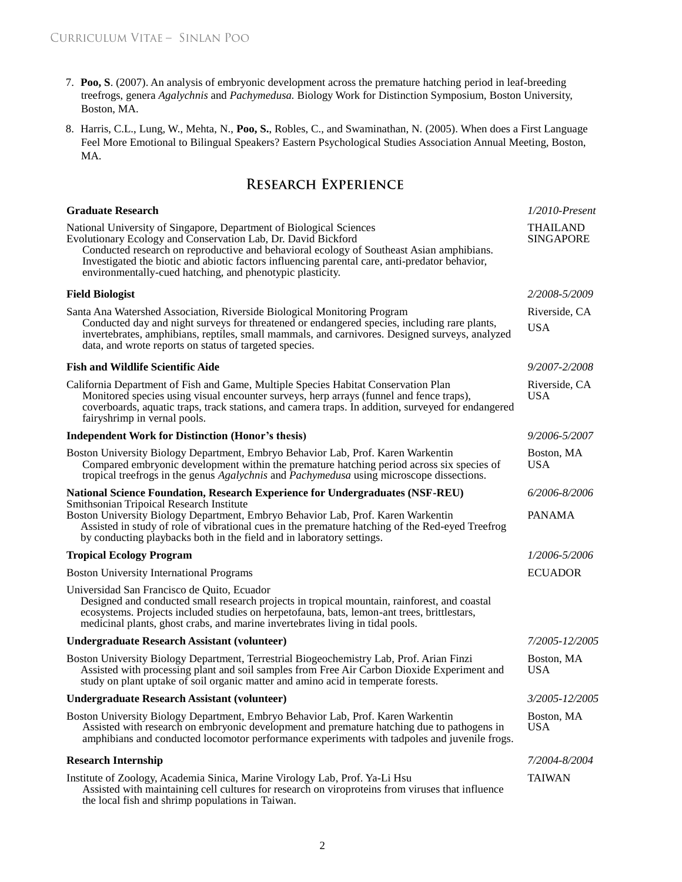7. **Poo, S**. (2007). An analysis of embryonic development across the premature hatching period in leaf-breeding treefrogs, genera *Agalychnis* and *Pachymedusa.* Biology Work for Distinction Symposium, Boston University, Boston, MA.

8. Harris, C.L., Lung, W., Mehta, N., **Poo, S.**, Robles, C., and Swaminathan, N. (2005). When does a First Language Feel More Emotional to Bilingual Speakers? Eastern Psychological Studies Association Annual Meeting, Boston, MA.

## Research Experience

**Graduate Research** — *1/2010-Present*

National University of Singapore, Department of Biological Sciences — THAILAND, SINGAPORE
Evolutionary Ecology and Conservation Lab, Dr. David Bickford
Conducted research on reproductive and behavioral ecology of Southeast Asian amphibians. Investigated the biotic and abiotic factors influencing parental care, anti-predator behavior, environmentally-cued hatching, and phenotypic plasticity.

**Field Biologist** — *2/2008-5/2009*

Santa Ana Watershed Association, Riverside Biological Monitoring Program — Riverside, CA, USA
Conducted day and night surveys for threatened or endangered species, including rare plants, invertebrates, amphibians, reptiles, small mammals, and carnivores. Designed surveys, analyzed data, and wrote reports on status of targeted species.

**Fish and Wildlife Scientific Aide** — *9/2007-2/2008*

California Department of Fish and Game, Multiple Species Habitat Conservation Plan — Riverside, CA, USA
Monitored species using visual encounter surveys, herp arrays (funnel and fence traps), coverboards, aquatic traps, track stations, and camera traps. In addition, surveyed for endangered fairyshrimp in vernal pools.

**Independent Work for Distinction (Honor's thesis)** — *9/2006-5/2007*

Boston University Biology Department, Embryo Behavior Lab, Prof. Karen Warkentin — Boston, MA, USA
Compared embryonic development within the premature hatching period across six species of tropical treefrogs in the genus *Agalychnis* and *Pachymedusa* using microscope dissections.

**National Science Foundation, Research Experience for Undergraduates (NSF-REU)** — *6/2006-8/2006*

Smithsonian Tripoical Research Institute — PANAMA
Boston University Biology Department, Embryo Behavior Lab, Prof. Karen Warkentin
Assisted in study of role of vibrational cues in the premature hatching of the Red-eyed Treefrog by conducting playbacks both in the field and in laboratory settings.

**Tropical Ecology Program** — *1/2006-5/2006*

Boston University International Programs — ECUADOR

Universidad San Francisco de Quito, Ecuador
Designed and conducted small research projects in tropical mountain, rainforest, and coastal ecosystems. Projects included studies on herpetofauna, bats, lemon-ant trees, brittlestars, medicinal plants, ghost crabs, and marine invertebrates living in tidal pools.

**Undergraduate Research Assistant (volunteer)** — *7/2005-12/2005*

Boston University Biology Department, Terrestrial Biogeochemistry Lab, Prof. Arian Finzi — Boston, MA, USA
Assisted with processing plant and soil samples from Free Air Carbon Dioxide Experiment and study on plant uptake of soil organic matter and amino acid in temperate forests.

**Undergraduate Research Assistant (volunteer)** — *3/2005-12/2005*

Boston University Biology Department, Embryo Behavior Lab, Prof. Karen Warkentin — Boston, MA, USA
Assisted with research on embryonic development and premature hatching due to pathogens in amphibians and conducted locomotor performance experiments with tadpoles and juvenile frogs.

**Research Internship** — *7/2004-8/2004*

Institute of Zoology, Academia Sinica, Marine Virology Lab, Prof. Ya-Li Hsu — TAIWAN
Assisted with maintaining cell cultures for research on viroproteins from viruses that influence the local fish and shrimp populations in Taiwan.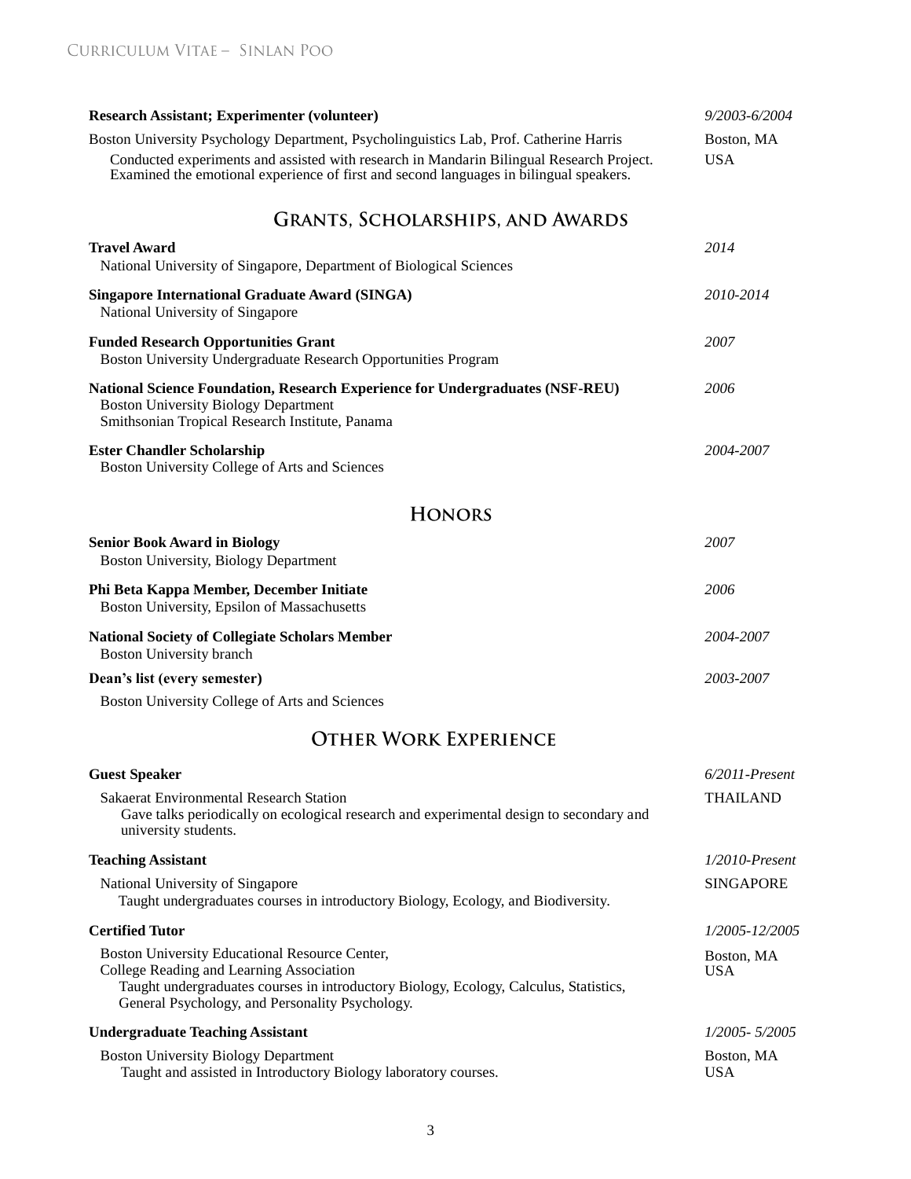**Research Assistant; Experimenter (volunteer)** — *9/2003-6/2004*
Boston University Psychology Department, Psycholinguistics Lab, Prof. Catherine Harris — Boston, MA USA
Conducted experiments and assisted with research in Mandarin Bilingual Research Project. Examined the emotional experience of first and second languages in bilingual speakers.

## Grants, Scholarships, and Awards

**Travel Award** — *2014*
National University of Singapore, Department of Biological Sciences

**Singapore International Graduate Award (SINGA)** — *2010-2014*
National University of Singapore

**Funded Research Opportunities Grant** — *2007*
Boston University Undergraduate Research Opportunities Program

**National Science Foundation, Research Experience for Undergraduates (NSF-REU)** — *2006*
Boston University Biology Department
Smithsonian Tropical Research Institute, Panama

**Ester Chandler Scholarship** — *2004-2007*
Boston University College of Arts and Sciences

## Honors

**Senior Book Award in Biology** — *2007*
Boston University, Biology Department

**Phi Beta Kappa Member, December Initiate** — *2006*
Boston University, Epsilon of Massachusetts

**National Society of Collegiate Scholars Member** — *2004-2007*
Boston University branch

**Dean's list (every semester)** — *2003-2007*
Boston University College of Arts and Sciences

## Other Work Experience

**Guest Speaker** — *6/2011-Present*
Sakaerat Environmental Research Station — THAILAND
Gave talks periodically on ecological research and experimental design to secondary and university students.

**Teaching Assistant** — *1/2010-Present*
National University of Singapore — SINGAPORE
Taught undergraduates courses in introductory Biology, Ecology, and Biodiversity.

**Certified Tutor** — *1/2005-12/2005*
Boston University Educational Resource Center,
College Reading and Learning Association — Boston, MA USA
Taught undergraduates courses in introductory Biology, Ecology, Calculus, Statistics, General Psychology, and Personality Psychology.

**Undergraduate Teaching Assistant** — *1/2005- 5/2005*
Boston University Biology Department — Boston, MA USA
Taught and assisted in Introductory Biology laboratory courses.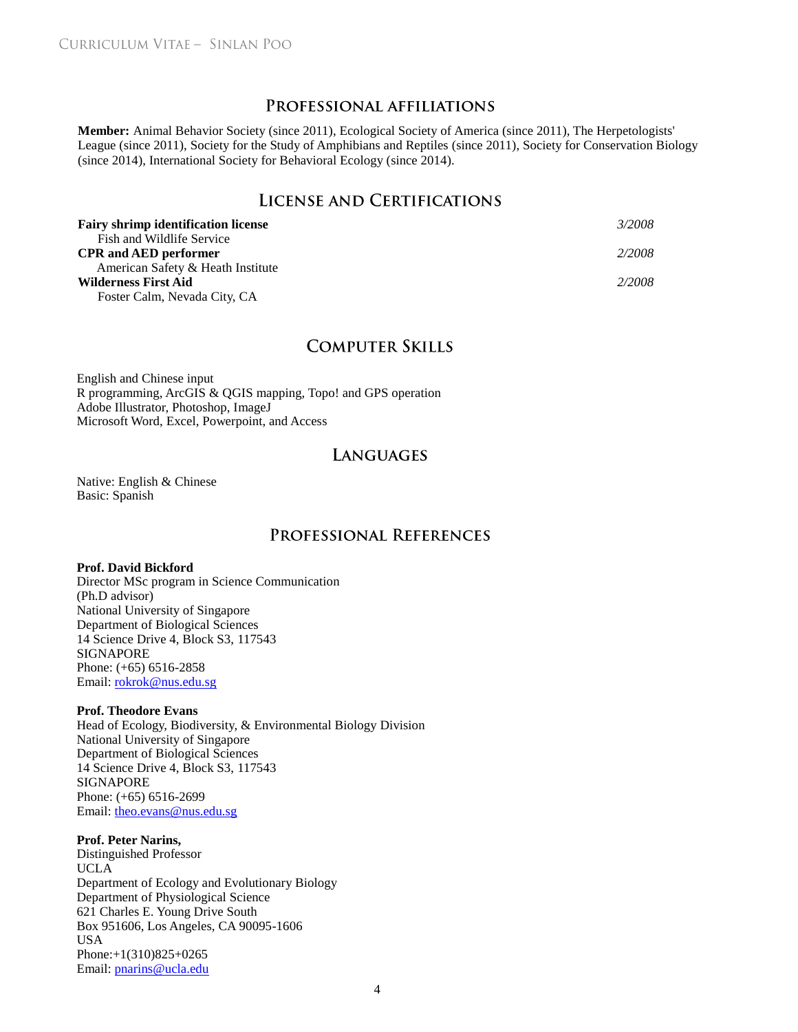## Professional Affiliations

**Member:** Animal Behavior Society (since 2011), Ecological Society of America (since 2011), The Herpetologists' League (since 2011), Society for the Study of Amphibians and Reptiles (since 2011), Society for Conservation Biology (since 2014), International Society for Behavioral Ecology (since 2014).

## License and Certifications

**Fairy shrimp identification license** *3/2008*
Fish and Wildlife Service

**CPR and AED performer** *2/2008*
American Safety & Heath Institute

**Wilderness First Aid** *2/2008*
Foster Calm, Nevada City, CA

## Computer Skills

English and Chinese input
R programming, ArcGIS & QGIS mapping, Topo! and GPS operation
Adobe Illustrator, Photoshop, ImageJ
Microsoft Word, Excel, Powerpoint, and Access

## Languages

Native: English & Chinese
Basic: Spanish

## Professional References

**Prof. David Bickford**
Director MSc program in Science Communication
(Ph.D advisor)
National University of Singapore
Department of Biological Sciences
14 Science Drive 4, Block S3, 117543
SIGNAPORE
Phone: (+65) 6516-2858
Email: rokrok@nus.edu.sg

**Prof. Theodore Evans**
Head of Ecology, Biodiversity, & Environmental Biology Division
National University of Singapore
Department of Biological Sciences
14 Science Drive 4, Block S3, 117543
SIGNAPORE
Phone: (+65) 6516-2699
Email: theo.evans@nus.edu.sg

**Prof. Peter Narins,**
Distinguished Professor
UCLA
Department of Ecology and Evolutionary Biology
Department of Physiological Science
621 Charles E. Young Drive South
Box 951606, Los Angeles, CA 90095-1606
USA
Phone:+1(310)825+0265
Email: pnarins@ucla.edu